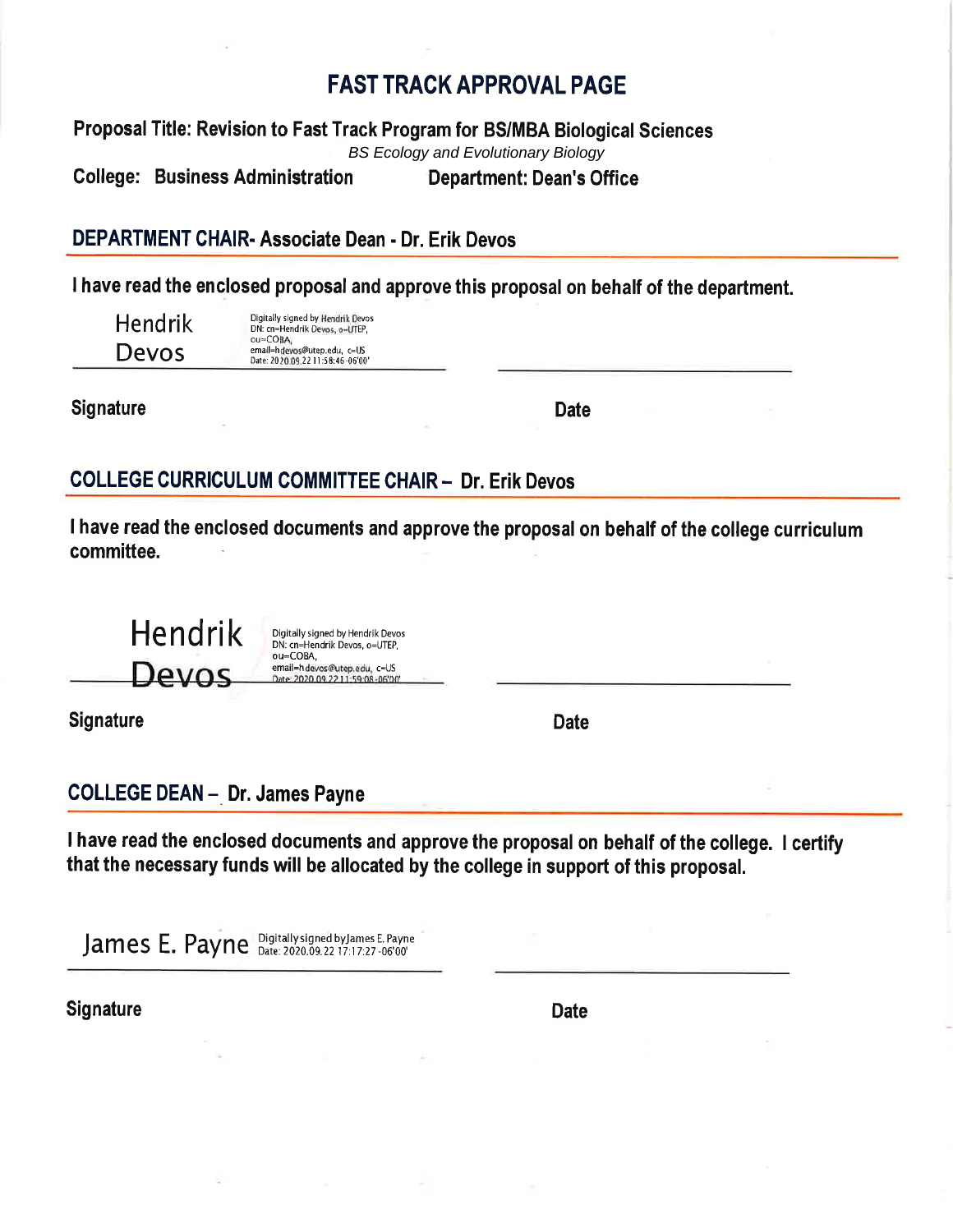# FAST TRACK APPROVAL PAGE

**Proposal Title: Revision to Fast Track Program for BS/MBA Biological Sciences**

*BS Ecology and Evolutionary Biology*

**College: Business Administration** **Department: Dean's Office**

## DEPARTMENT CHAIR- Associate Dean - Dr. Erik Devos

**I have read the enclosed proposal and approve this proposal on behalf of the department.**

Hendrik Devos — Digitally signed by Hendrik Devos
DN: cn=Hendrik Devos, o=UTEP, ou=COBA, email=hdevos@utep.edu, c=US
Date: 2020.09.22 11:58:46 -06'00'

**Signature** **Date**

## COLLEGE CURRICULUM COMMITTEE CHAIR – Dr. Erik Devos

**I have read the enclosed documents and approve the proposal on behalf of the college curriculum committee.**

Hendrik Devos — Digitally signed by Hendrik Devos
DN: cn=Hendrik Devos, o=UTEP, ou=COBA, email=hdevos@utep.edu, c=US
Date: 2020.09.22 11:59:08 -06'00'

**Signature** **Date**

## COLLEGE DEAN – Dr. James Payne

**I have read the enclosed documents and approve the proposal on behalf of the college. I certify that the necessary funds will be allocated by the college in support of this proposal.**

James E. Payne — Digitally signed by James E. Payne
Date: 2020.09.22 17:17:27 -06'00'

**Signature** **Date**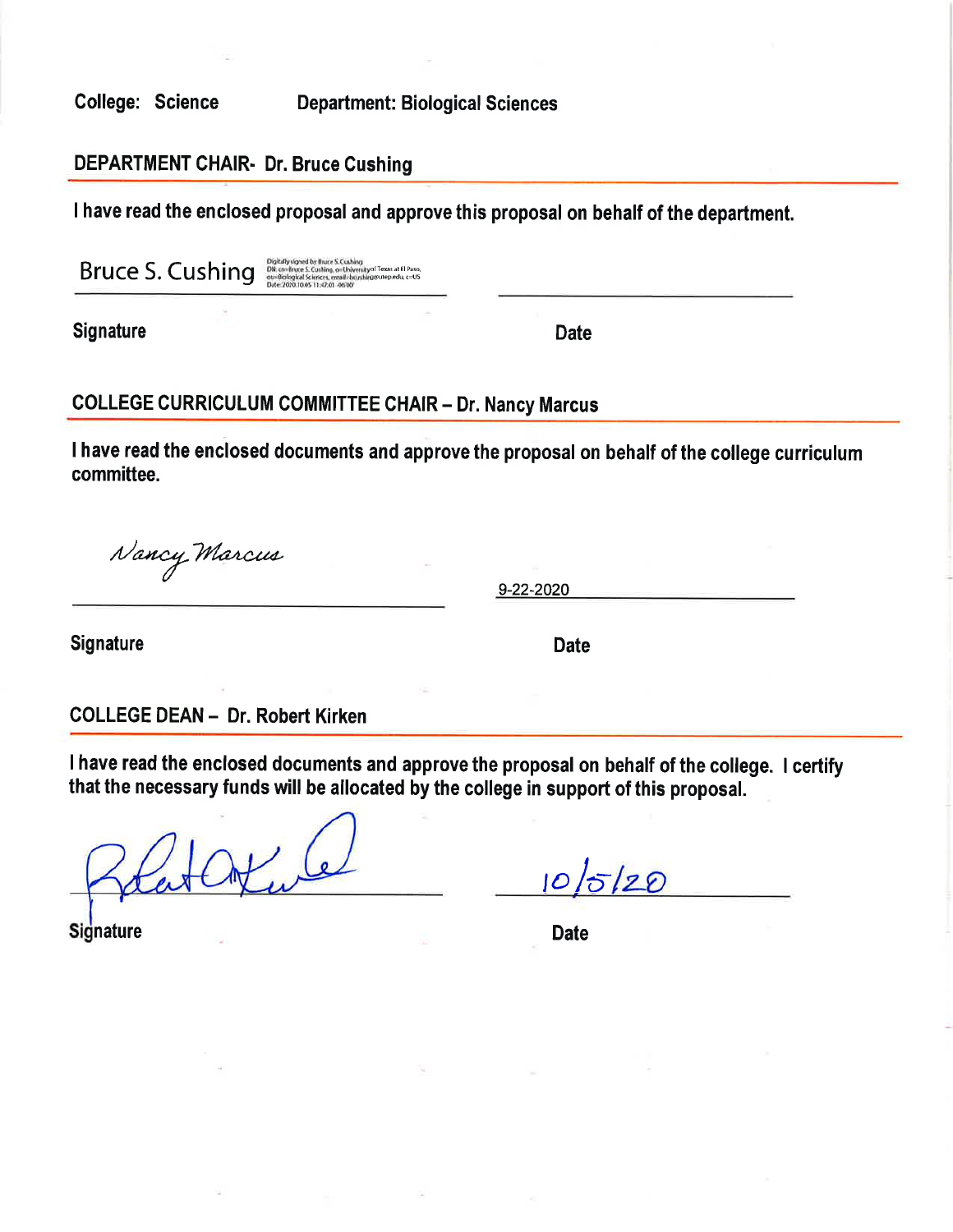**College:** Science **Department:** Biological Sciences

## DEPARTMENT CHAIR- Dr. Bruce Cushing

I have read the enclosed proposal and approve this proposal on behalf of the department.

Bruce S. Cushing Digitally signed by Bruce S. Cushing DN: cn=Bruce S. Cushing, o=University of Texas at El Paso, ou=Biological Sciences, email=bcushing@utep.edu, c=US Date: 2020.10.05 11:47:01 -06'00'

Signature Date

## COLLEGE CURRICULUM COMMITTEE CHAIR – Dr. Nancy Marcus

I have read the enclosed documents and approve the proposal on behalf of the college curriculum committee.

Nancy Marcus 9-22-2020

Signature Date

## COLLEGE DEAN – Dr. Robert Kirken

I have read the enclosed documents and approve the proposal on behalf of the college. I certify that the necessary funds will be allocated by the college in support of this proposal.

[signature] 10/5/20

Signature Date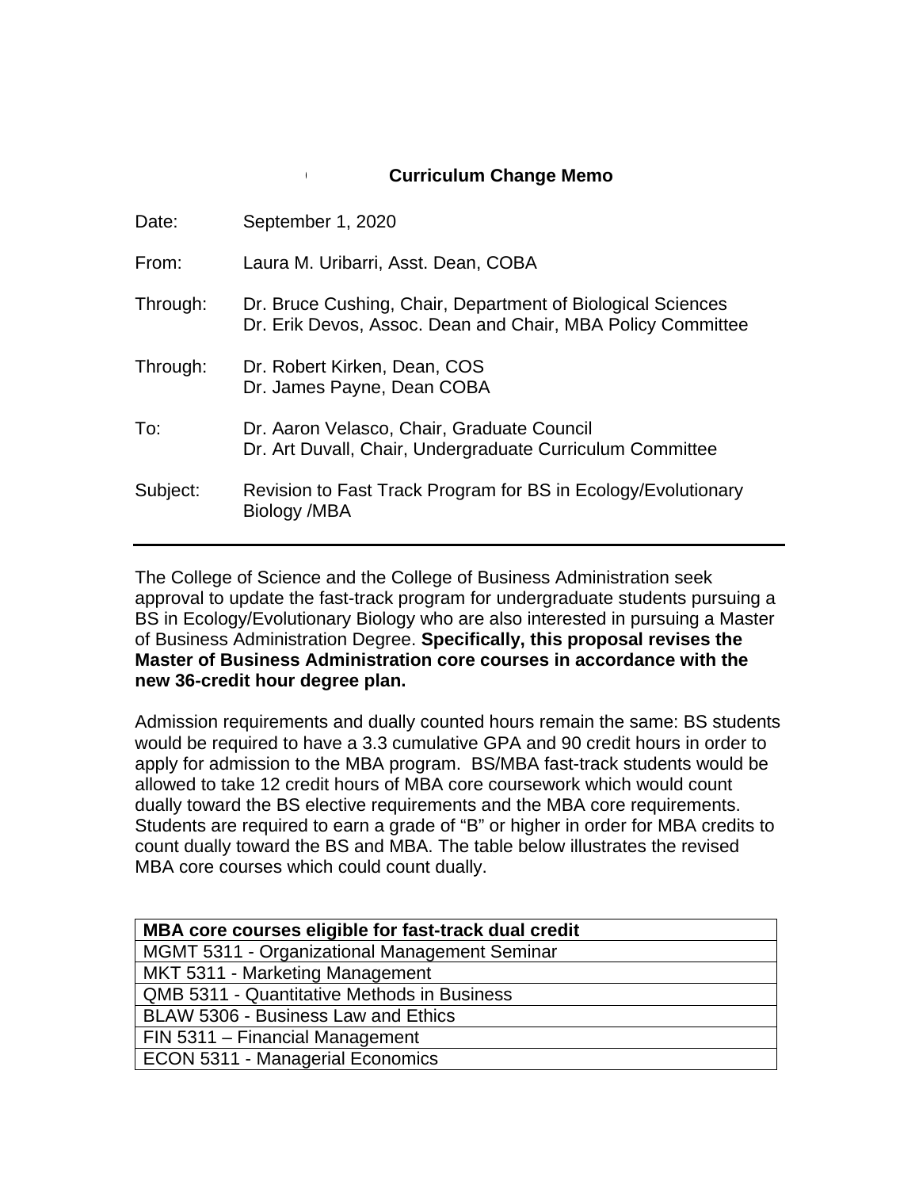## Curriculum Change Memo

Date: September 1, 2020

From: Laura M. Uribarri, Asst. Dean, COBA

Through: Dr. Bruce Cushing, Chair, Department of Biological Sciences
Dr. Erik Devos, Assoc. Dean and Chair, MBA Policy Committee

Through: Dr. Robert Kirken, Dean, COS
Dr. James Payne, Dean COBA

To: Dr. Aaron Velasco, Chair, Graduate Council
Dr. Art Duvall, Chair, Undergraduate Curriculum Committee

Subject: Revision to Fast Track Program for BS in Ecology/Evolutionary Biology /MBA

---

The College of Science and the College of Business Administration seek approval to update the fast-track program for undergraduate students pursuing a BS in Ecology/Evolutionary Biology who are also interested in pursuing a Master of Business Administration Degree. **Specifically, this proposal revises the Master of Business Administration core courses in accordance with the new 36-credit hour degree plan.**

Admission requirements and dually counted hours remain the same: BS students would be required to have a 3.3 cumulative GPA and 90 credit hours in order to apply for admission to the MBA program. BS/MBA fast-track students would be allowed to take 12 credit hours of MBA core coursework which would count dually toward the BS elective requirements and the MBA core requirements. Students are required to earn a grade of "B" or higher in order for MBA credits to count dually toward the BS and MBA. The table below illustrates the revised MBA core courses which could count dually.

| MBA core courses eligible for fast-track dual credit |
|---|
| MGMT 5311 - Organizational Management Seminar |
| MKT 5311 - Marketing Management |
| QMB 5311 - Quantitative Methods in Business |
| BLAW 5306 - Business Law and Ethics |
| FIN 5311 – Financial Management |
| ECON 5311 - Managerial Economics |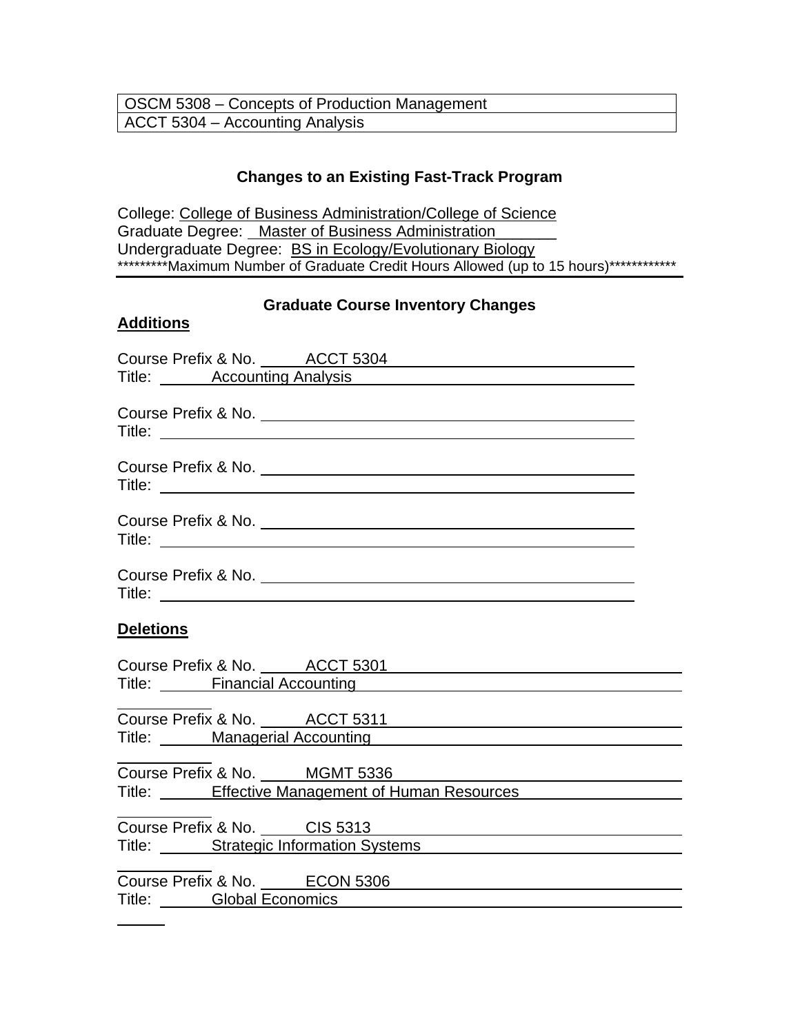| |
|---|
| OSCM 5308 – Concepts of Production Management |
| ACCT 5304 – Accounting Analysis |

### Changes to an Existing Fast-Track Program

College: College of Business Administration/College of Science
Graduate Degree: Master of Business Administration
Undergraduate Degree: BS in Ecology/Evolutionary Biology
*********Maximum Number of Graduate Credit Hours Allowed (up to 15 hours)************

### Graduate Course Inventory Changes

**Additions**

Course Prefix & No. ACCT 5304
Title: Accounting Analysis

Course Prefix & No.
Title:

Course Prefix & No.
Title:

Course Prefix & No.
Title:

Course Prefix & No.
Title:

**Deletions**

Course Prefix & No. ACCT 5301
Title: Financial Accounting

Course Prefix & No. ACCT 5311
Title: Managerial Accounting

Course Prefix & No. MGMT 5336
Title: Effective Management of Human Resources

Course Prefix & No. CIS 5313
Title: Strategic Information Systems

Course Prefix & No. ECON 5306
Title: Global Economics